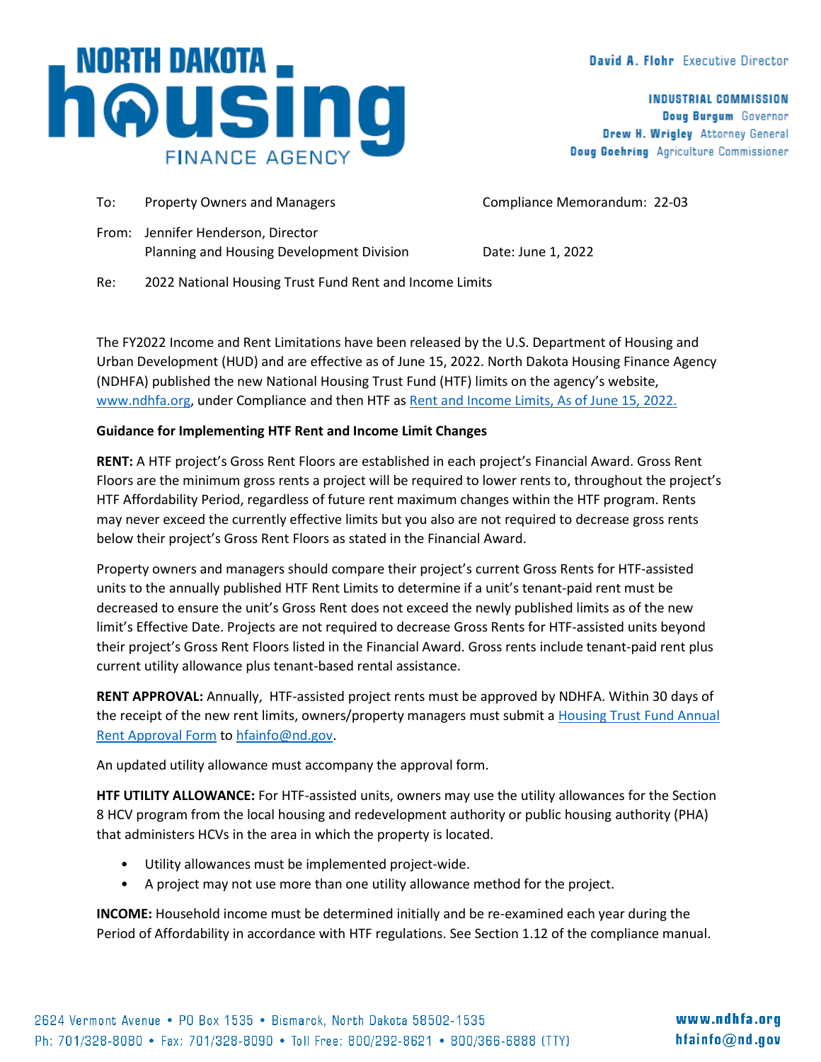# NORTH DAKOTA housing FINANCE AGENCY

**David A. Flohr** Executive Director

**INDUSTRIAL COMMISSION**
**Doug Burgum** Governor
**Drew H. Wrigley** Attorney General
**Doug Goehring** Agriculture Commissioner

To: Property Owners and Managers

Compliance Memorandum: 22-03

From: Jennifer Henderson, Director
Planning and Housing Development Division

Date: June 1, 2022

Re: 2022 National Housing Trust Fund Rent and Income Limits

The FY2022 Income and Rent Limitations have been released by the U.S. Department of Housing and Urban Development (HUD) and are effective as of June 15, 2022. North Dakota Housing Finance Agency (NDHFA) published the new National Housing Trust Fund (HTF) limits on the agency's website, www.ndhfa.org, under Compliance and then HTF as Rent and Income Limits, As of June 15, 2022.

**Guidance for Implementing HTF Rent and Income Limit Changes**

**RENT:** A HTF project's Gross Rent Floors are established in each project's Financial Award. Gross Rent Floors are the minimum gross rents a project will be required to lower rents to, throughout the project's HTF Affordability Period, regardless of future rent maximum changes within the HTF program. Rents may never exceed the currently effective limits but you also are not required to decrease gross rents below their project's Gross Rent Floors as stated in the Financial Award.

Property owners and managers should compare their project's current Gross Rents for HTF-assisted units to the annually published HTF Rent Limits to determine if a unit's tenant-paid rent must be decreased to ensure the unit's Gross Rent does not exceed the newly published limits as of the new limit's Effective Date. Projects are not required to decrease Gross Rents for HTF-assisted units beyond their project's Gross Rent Floors listed in the Financial Award. Gross rents include tenant-paid rent plus current utility allowance plus tenant-based rental assistance.

**RENT APPROVAL:** Annually, HTF-assisted project rents must be approved by NDHFA. Within 30 days of the receipt of the new rent limits, owners/property managers must submit a Housing Trust Fund Annual Rent Approval Form to hfainfo@nd.gov.

An updated utility allowance must accompany the approval form.

**HTF UTILITY ALLOWANCE:** For HTF-assisted units, owners may use the utility allowances for the Section 8 HCV program from the local housing and redevelopment authority or public housing authority (PHA) that administers HCVs in the area in which the property is located.

- Utility allowances must be implemented project-wide.
- A project may not use more than one utility allowance method for the project.

**INCOME:** Household income must be determined initially and be re-examined each year during the Period of Affordability in accordance with HTF regulations. See Section 1.12 of the compliance manual.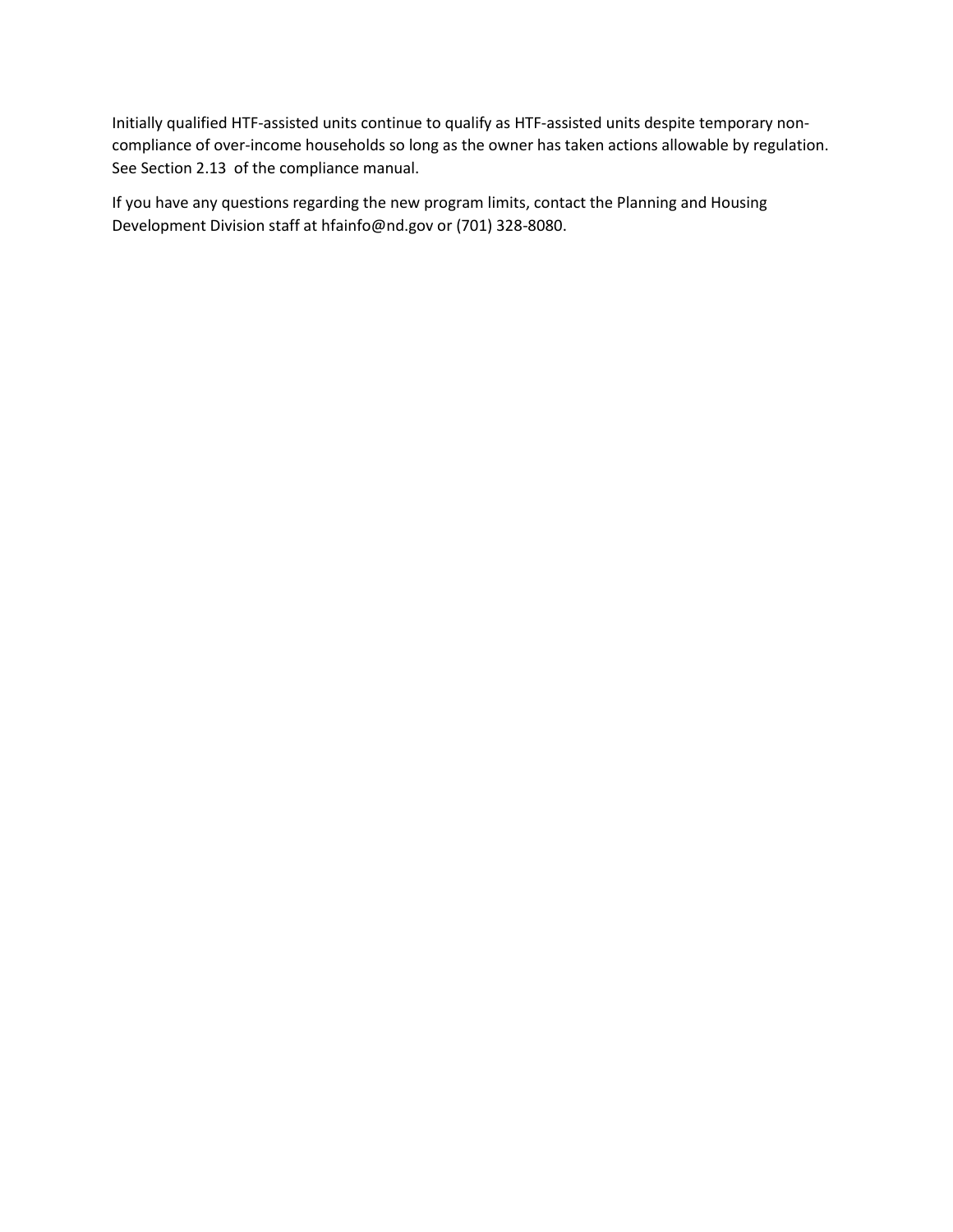Initially qualified HTF-assisted units continue to qualify as HTF-assisted units despite temporary non-compliance of over-income households so long as the owner has taken actions allowable by regulation. See Section 2.13 of the compliance manual.

If you have any questions regarding the new program limits, contact the Planning and Housing Development Division staff at hfainfo@nd.gov or (701) 328-8080.